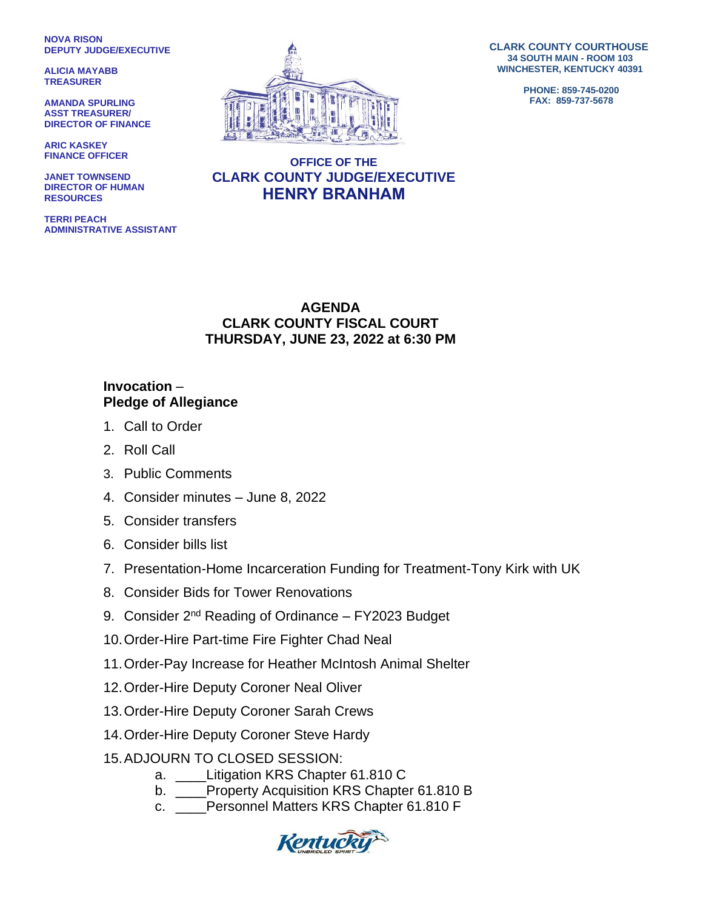NOVA RISON
DEPUTY JUDGE/EXECUTIVE

ALICIA MAYABB
TREASURER

AMANDA SPURLING
ASST TREASURER/
DIRECTOR OF FINANCE

ARIC KASKEY
FINANCE OFFICER

JANET TOWNSEND
DIRECTOR OF HUMAN
RESOURCES

TERRI PEACH
ADMINISTRATIVE ASSISTANT

CLARK COUNTY COURTHOUSE
34 SOUTH MAIN - ROOM 103
WINCHESTER, KENTUCKY 40391

PHONE: 859-745-0200
FAX: 859-737-5678

**OFFICE OF THE**
**CLARK COUNTY JUDGE/EXECUTIVE**
**HENRY BRANHAM**

# AGENDA
## CLARK COUNTY FISCAL COURT
## THURSDAY, JUNE 23, 2022 at 6:30 PM

**Invocation** –
**Pledge of Allegiance**

1. Call to Order
2. Roll Call
3. Public Comments
4. Consider minutes – June 8, 2022
5. Consider transfers
6. Consider bills list
7. Presentation-Home Incarceration Funding for Treatment-Tony Kirk with UK
8. Consider Bids for Tower Renovations
9. Consider 2nd Reading of Ordinance – FY2023 Budget
10. Order-Hire Part-time Fire Fighter Chad Neal
11. Order-Pay Increase for Heather McIntosh Animal Shelter
12. Order-Hire Deputy Coroner Neal Oliver
13. Order-Hire Deputy Coroner Sarah Crews
14. Order-Hire Deputy Coroner Steve Hardy
15. ADJOURN TO CLOSED SESSION:
    a. ____Litigation KRS Chapter 61.810 C
    b. ____Property Acquisition KRS Chapter 61.810 B
    c. ____Personnel Matters KRS Chapter 61.810 F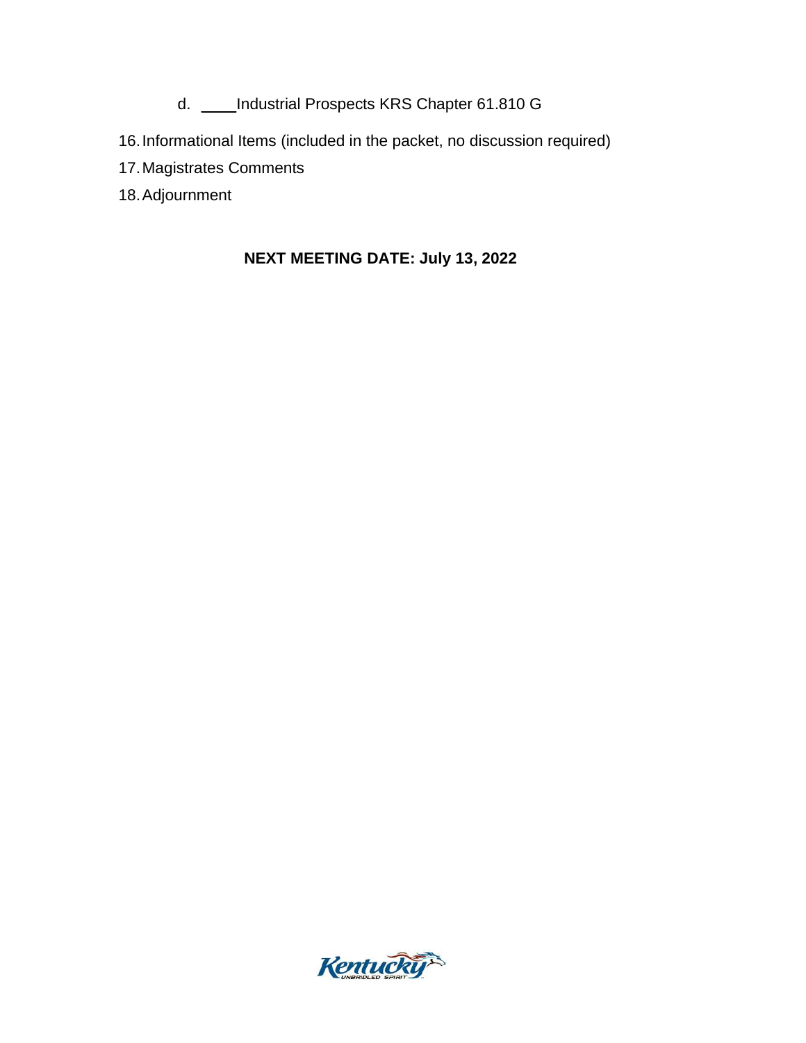d. \_\_\_\_Industrial Prospects KRS Chapter 61.810 G

16. Informational Items (included in the packet, no discussion required)
17. Magistrates Comments
18. Adjournment

**NEXT MEETING DATE: July 13, 2022**